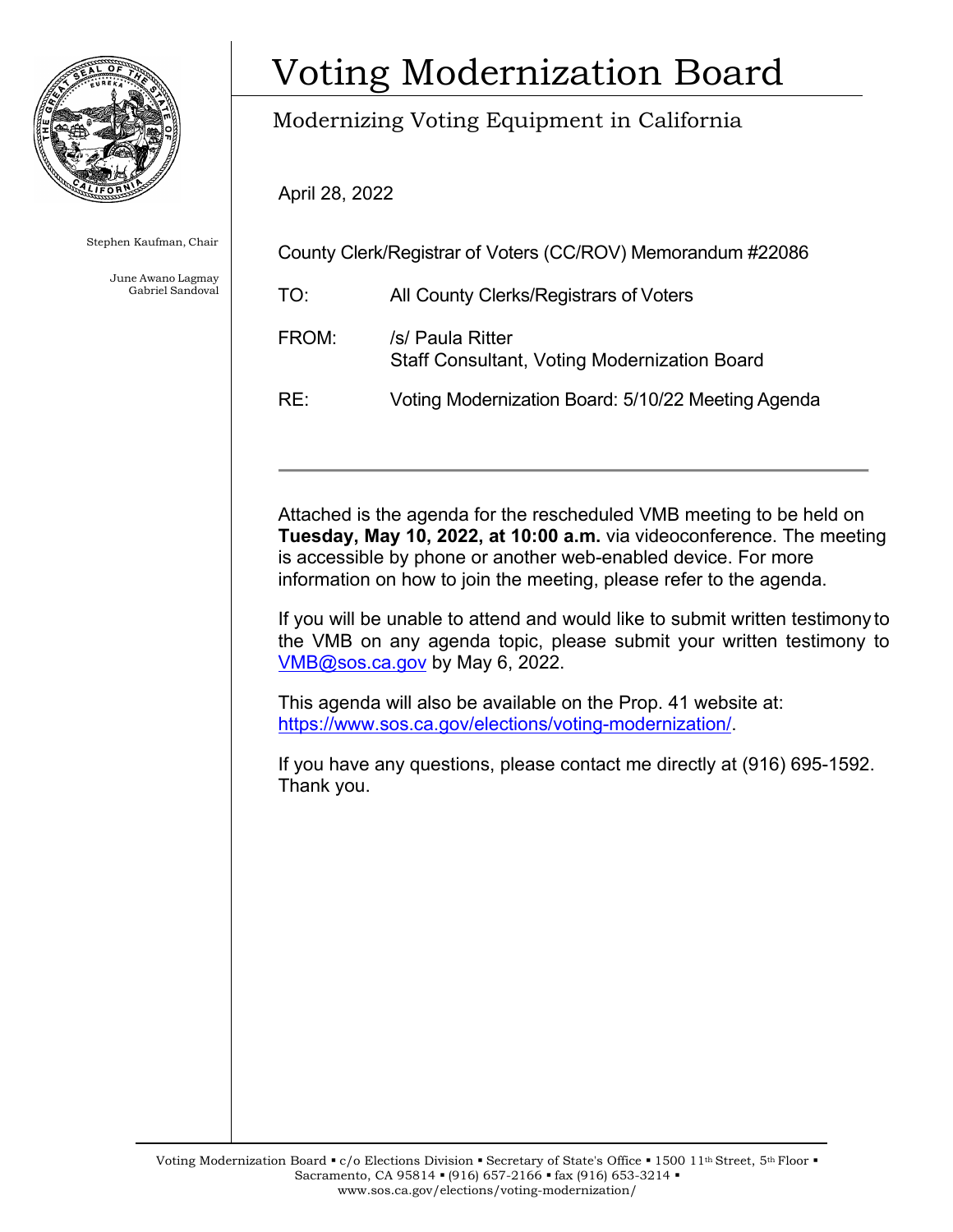# Voting Modernization Board

## Modernizing Voting Equipment in California

Stephen Kaufman, Chair

June Awano Lagmay
Gabriel Sandoval

April 28, 2022

County Clerk/Registrar of Voters (CC/ROV) Memorandum #22086

TO: All County Clerks/Registrars of Voters

FROM: /s/ Paula Ritter
Staff Consultant, Voting Modernization Board

RE: Voting Modernization Board: 5/10/22 Meeting Agenda

---

Attached is the agenda for the rescheduled VMB meeting to be held on **Tuesday, May 10, 2022, at 10:00 a.m.** via videoconference. The meeting is accessible by phone or another web-enabled device. For more information on how to join the meeting, please refer to the agenda.

If you will be unable to attend and would like to submit written testimony to the VMB on any agenda topic, please submit your written testimony to VMB@sos.ca.gov by May 6, 2022.

This agenda will also be available on the Prop. 41 website at: https://www.sos.ca.gov/elections/voting-modernization/.

If you have any questions, please contact me directly at (916) 695-1592. Thank you.

Voting Modernization Board ▪ c/o Elections Division ▪ Secretary of State's Office ▪ 1500 11th Street, 5th Floor ▪ Sacramento, CA 95814 ▪ (916) 657-2166 ▪ fax (916) 653-3214 ▪ www.sos.ca.gov/elections/voting-modernization/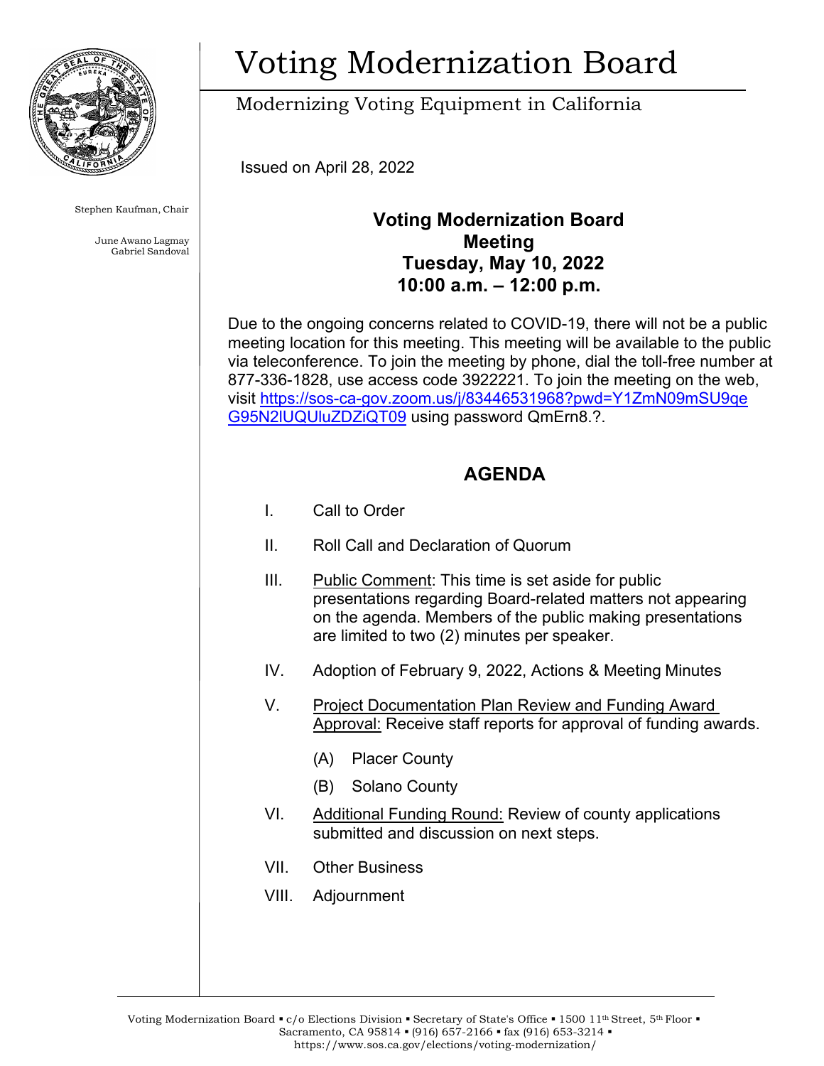# Voting Modernization Board

Modernizing Voting Equipment in California

Stephen Kaufman, Chair

June Awano Lagmay
Gabriel Sandoval

Issued on April 28, 2022

**Voting Modernization Board**
**Meeting**
**Tuesday, May 10, 2022**
**10:00 a.m. – 12:00 p.m.**

Due to the ongoing concerns related to COVID-19, there will not be a public meeting location for this meeting. This meeting will be available to the public via teleconference. To join the meeting by phone, dial the toll-free number at 877-336-1828, use access code 3922221. To join the meeting on the web, visit [https://sos-ca-gov.zoom.us/j/83446531968?pwd=Y1ZmN09mSU9qeG95N2lUQUluZDZiQT09](https://sos-ca-gov.zoom.us/j/83446531968?pwd=Y1ZmN09mSU9qeG95N2lUQUluZDZiQT09) using password QmErn8.?.

## AGENDA

I. Call to Order

II. Roll Call and Declaration of Quorum

III. Public Comment: This time is set aside for public presentations regarding Board-related matters not appearing on the agenda. Members of the public making presentations are limited to two (2) minutes per speaker.

IV. Adoption of February 9, 2022, Actions & Meeting Minutes

V. Project Documentation Plan Review and Funding Award Approval: Receive staff reports for approval of funding awards.

(A) Placer County

(B) Solano County

VI. Additional Funding Round: Review of county applications submitted and discussion on next steps.

VII. Other Business

VIII. Adjournment

Voting Modernization Board ▪ c/o Elections Division ▪ Secretary of State's Office ▪ 1500 11th Street, 5th Floor ▪ Sacramento, CA 95814 ▪ (916) 657-2166 ▪ fax (916) 653-3214 ▪ https://www.sos.ca.gov/elections/voting-modernization/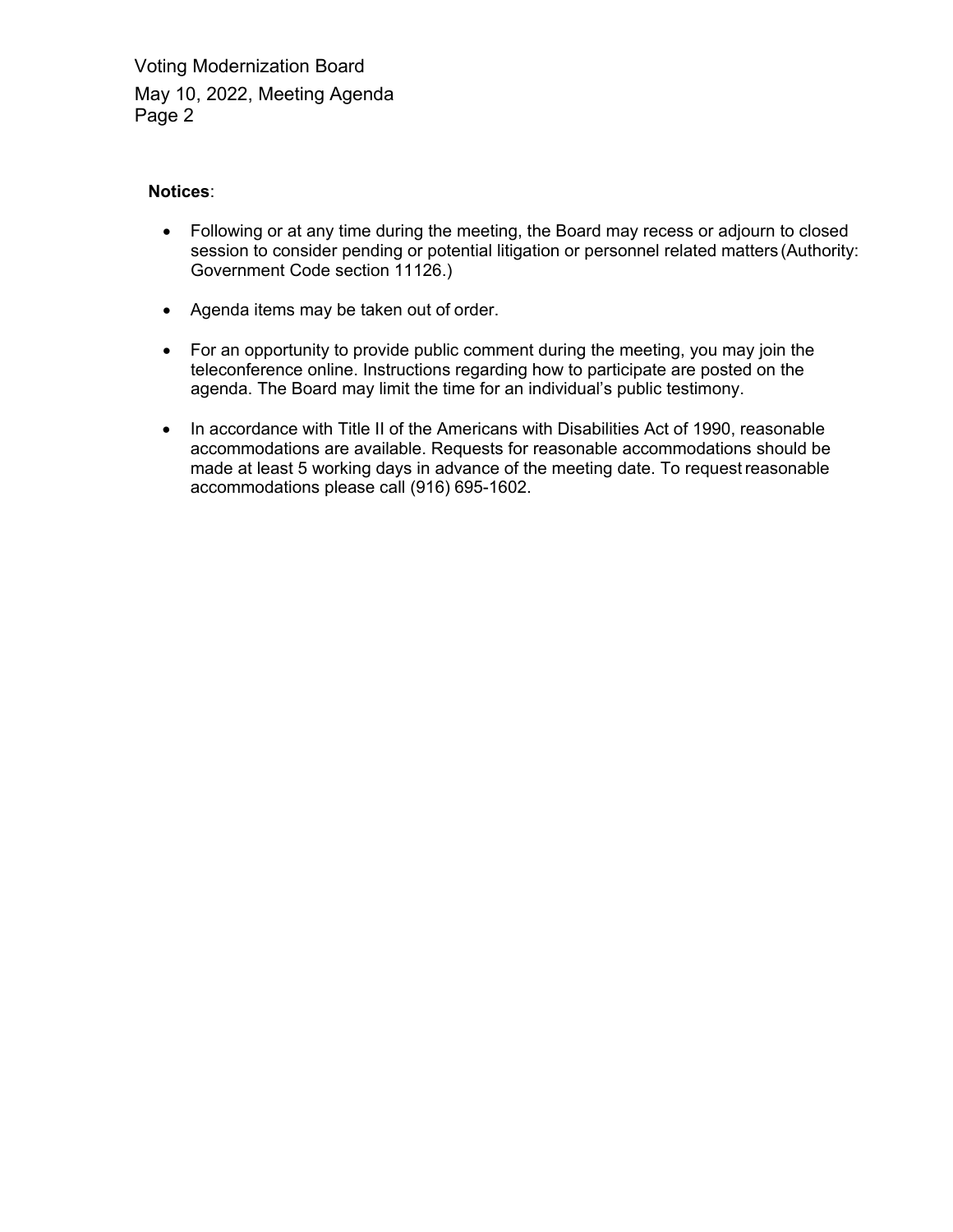**Notices**:

- Following or at any time during the meeting, the Board may recess or adjourn to closed session to consider pending or potential litigation or personnel related matters (Authority: Government Code section 11126.)

- Agenda items may be taken out of order.

- For an opportunity to provide public comment during the meeting, you may join the teleconference online. Instructions regarding how to participate are posted on the agenda. The Board may limit the time for an individual's public testimony.

- In accordance with Title II of the Americans with Disabilities Act of 1990, reasonable accommodations are available. Requests for reasonable accommodations should be made at least 5 working days in advance of the meeting date. To request reasonable accommodations please call (916) 695-1602.